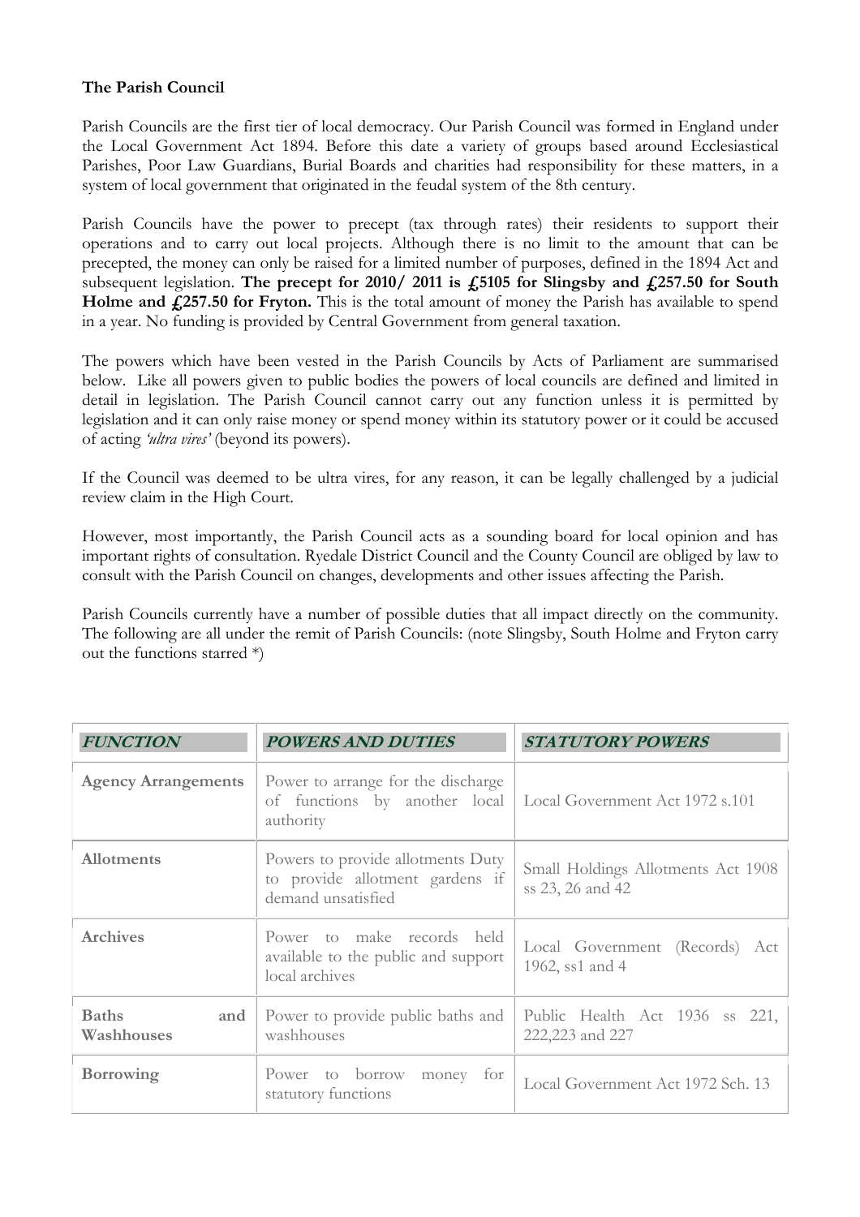**The Parish Council**

Parish Councils are the first tier of local democracy. Our Parish Council was formed in England under the Local Government Act 1894. Before this date a variety of groups based around Ecclesiastical Parishes, Poor Law Guardians, Burial Boards and charities had responsibility for these matters, in a system of local government that originated in the feudal system of the 8th century.

Parish Councils have the power to precept (tax through rates) their residents to support their operations and to carry out local projects. Although there is no limit to the amount that can be precepted, the money can only be raised for a limited number of purposes, defined in the 1894 Act and subsequent legislation. **The precept for 2010/ 2011 is £5105 for Slingsby and £257.50 for South Holme and £257.50 for Fryton.** This is the total amount of money the Parish has available to spend in a year. No funding is provided by Central Government from general taxation.

The powers which have been vested in the Parish Councils by Acts of Parliament are summarised below. Like all powers given to public bodies the powers of local councils are defined and limited in detail in legislation. The Parish Council cannot carry out any function unless it is permitted by legislation and it can only raise money or spend money within its statutory power or it could be accused of acting *'ultra vires'* (beyond its powers).

If the Council was deemed to be ultra vires, for any reason, it can be legally challenged by a judicial review claim in the High Court.

However, most importantly, the Parish Council acts as a sounding board for local opinion and has important rights of consultation. Ryedale District Council and the County Council are obliged by law to consult with the Parish Council on changes, developments and other issues affecting the Parish.

Parish Councils currently have a number of possible duties that all impact directly on the community. The following are all under the remit of Parish Councils: (note Slingsby, South Holme and Fryton carry out the functions starred *)

| ***FUNCTION*** | ***POWERS AND DUTIES*** | ***STATUTORY POWERS*** |
|---|---|---|
| **Agency Arrangements** | Power to arrange for the discharge of functions by another local authority | Local Government Act 1972 s.101 |
| **Allotments** | Powers to provide allotments Duty to provide allotment gardens if demand unsatisfied | Small Holdings Allotments Act 1908 ss 23, 26 and 42 |
| **Archives** | Power to make records held available to the public and support local archives | Local Government (Records) Act 1962, ss1 and 4 |
| **Baths and Washhouses** | Power to provide public baths and washhouses | Public Health Act 1936 ss 221, 222,223 and 227 |
| **Borrowing** | Power to borrow money for statutory functions | Local Government Act 1972 Sch. 13 |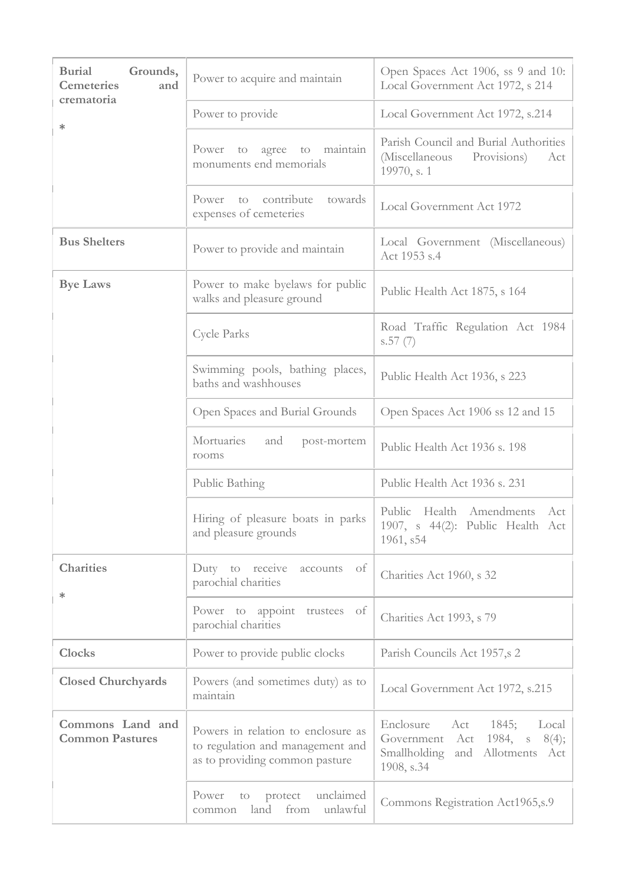| | | |
|---|---|---|
| **Burial Grounds, Cemeteries and crematoria**<br><br>* | Power to acquire and maintain | Open Spaces Act 1906, ss 9 and 10: Local Government Act 1972, s 214 |
| | Power to provide | Local Government Act 1972, s.214 |
| | Power to agree to maintain monuments end memorials | Parish Council and Burial Authorities (Miscellaneous Provisions) Act 19970, s. 1 |
| | Power to contribute towards expenses of cemeteries | Local Government Act 1972 |
| **Bus Shelters** | Power to provide and maintain | Local Government (Miscellaneous) Act 1953 s.4 |
| **Bye Laws** | Power to make byelaws for public walks and pleasure ground | Public Health Act 1875, s 164 |
| | Cycle Parks | Road Traffic Regulation Act 1984 s.57 (7) |
| | Swimming pools, bathing places, baths and washhouses | Public Health Act 1936, s 223 |
| | Open Spaces and Burial Grounds | Open Spaces Act 1906 ss 12 and 15 |
| | Mortuaries and post-mortem rooms | Public Health Act 1936 s. 198 |
| | Public Bathing | Public Health Act 1936 s. 231 |
| | Hiring of pleasure boats in parks and pleasure grounds | Public Health Amendments Act 1907, s 44(2): Public Health Act 1961, s54 |
| **Charities**<br><br>* | Duty to receive accounts of parochial charities | Charities Act 1960, s 32 |
| | Power to appoint trustees of parochial charities | Charities Act 1993, s 79 |
| **Clocks** | Power to provide public clocks | Parish Councils Act 1957,s 2 |
| **Closed Churchyards** | Powers (and sometimes duty) as to maintain | Local Government Act 1972, s.215 |
| **Commons Land and Common Pastures** | Powers in relation to enclosure as to regulation and management and as to providing common pasture | Enclosure Act 1845; Local Government Act 1984, s 8(4); Smallholding and Allotments Act 1908, s.34 |
| | Power to protect unclaimed common land from unlawful | Commons Registration Act1965,s.9 |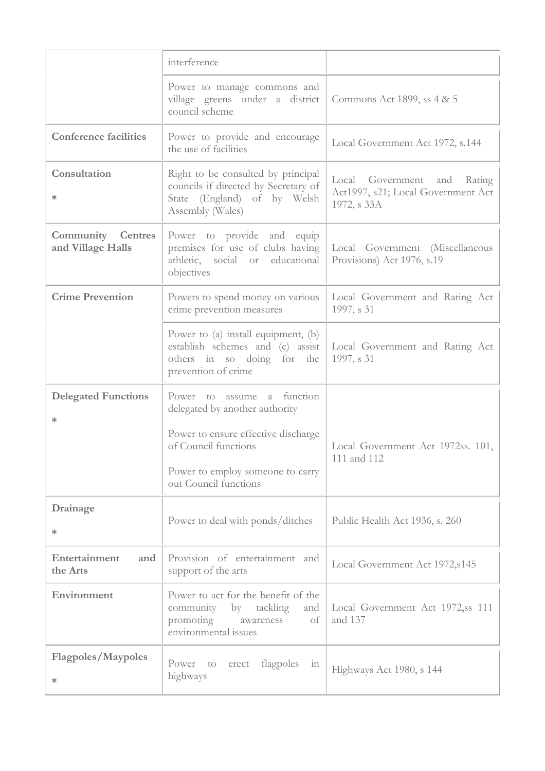| | | |
|---|---|---|
| | interference | |
| | Power to manage commons and village greens under a district council scheme | Commons Act 1899, ss 4 & 5 |
| **Conference facilities** | Power to provide and encourage the use of facilities | Local Government Act 1972, s.144 |
| **Consultation** * | Right to be consulted by principal councils if directed by Secretary of State (England) of by Welsh Assembly (Wales) | Local Government and Rating Act1997, s21; Local Government Act 1972, s 33A |
| **Community Centres and Village Halls** | Power to provide and equip premises for use of clubs having athletic, social or educational objectives | Local Government (Miscellaneous Provisions) Act 1976, s.19 |
| **Crime Prevention** | Powers to spend money on various crime prevention measures | Local Government and Rating Act 1997, s 31 |
| | Power to (a) install equipment, (b) establish schemes and (c) assist others in so doing for the prevention of crime | Local Government and Rating Act 1997, s 31 |
| **Delegated Functions** * | Power to assume a function delegated by another authority<br><br>Power to ensure effective discharge of Council functions<br><br>Power to employ someone to carry out Council functions | Local Government Act 1972ss. 101, 111 and 112 |
| **Drainage** * | Power to deal with ponds/ditches | Public Health Act 1936, s. 260 |
| **Entertainment and the Arts** | Provision of entertainment and support of the arts | Local Government Act 1972,s145 |
| **Environment** | Power to act for the benefit of the community by tackling and promoting awareness of environmental issues | Local Government Act 1972,ss 111 and 137 |
| **Flagpoles/Maypoles** * | Power to erect flagpoles in highways | Highways Act 1980, s 144 |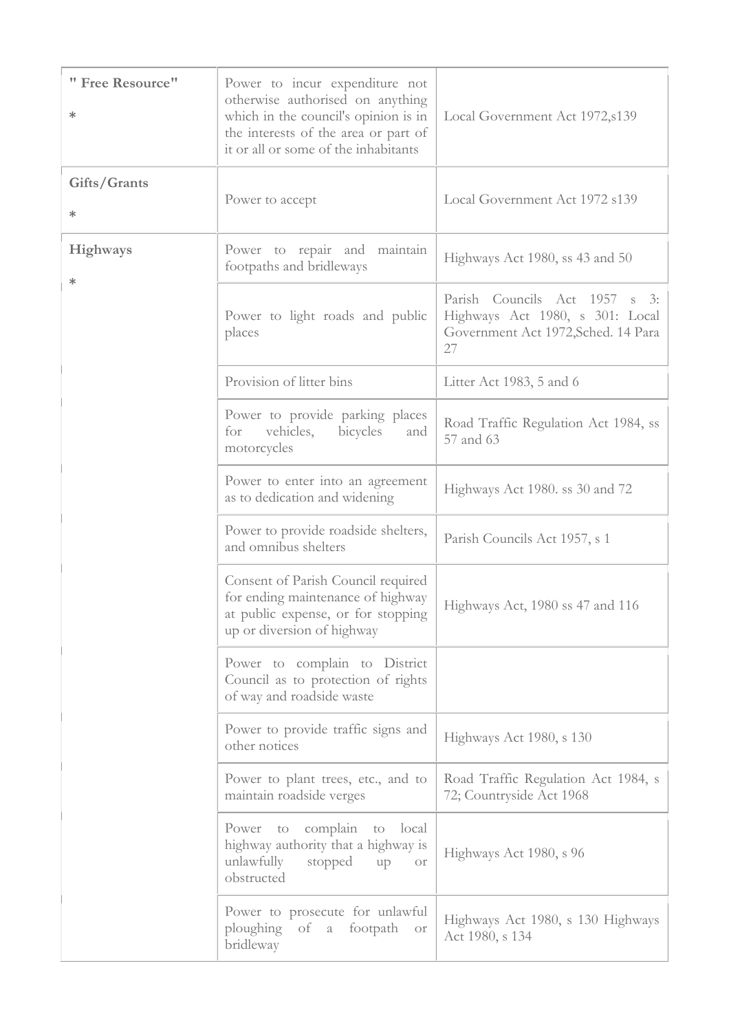| " Free Resource" * | Power to incur expenditure not otherwise authorised on anything which in the council's opinion is in the interests of the area or part of it or all or some of the inhabitants | Local Government Act 1972,s139 |
|---|---|---|
| **Gifts/Grants** * | Power to accept | Local Government Act 1972 s139 |
| **Highways** * | Power to repair and maintain footpaths and bridleways | Highways Act 1980, ss 43 and 50 |
| | Power to light roads and public places | Parish Councils Act 1957 s 3: Highways Act 1980, s 301: Local Government Act 1972,Sched. 14 Para 27 |
| | Provision of litter bins | Litter Act 1983, 5 and 6 |
| | Power to provide parking places for vehicles, bicycles and motorcycles | Road Traffic Regulation Act 1984, ss 57 and 63 |
| | Power to enter into an agreement as to dedication and widening | Highways Act 1980. ss 30 and 72 |
| | Power to provide roadside shelters, and omnibus shelters | Parish Councils Act 1957, s 1 |
| | Consent of Parish Council required for ending maintenance of highway at public expense, or for stopping up or diversion of highway | Highways Act, 1980 ss 47 and 116 |
| | Power to complain to District Council as to protection of rights of way and roadside waste | |
| | Power to provide traffic signs and other notices | Highways Act 1980, s 130 |
| | Power to plant trees, etc., and to maintain roadside verges | Road Traffic Regulation Act 1984, s 72; Countryside Act 1968 |
| | Power to complain to local highway authority that a highway is unlawfully stopped up or obstructed | Highways Act 1980, s 96 |
| | Power to prosecute for unlawful ploughing of a footpath or bridleway | Highways Act 1980, s 130 Highways Act 1980, s 134 |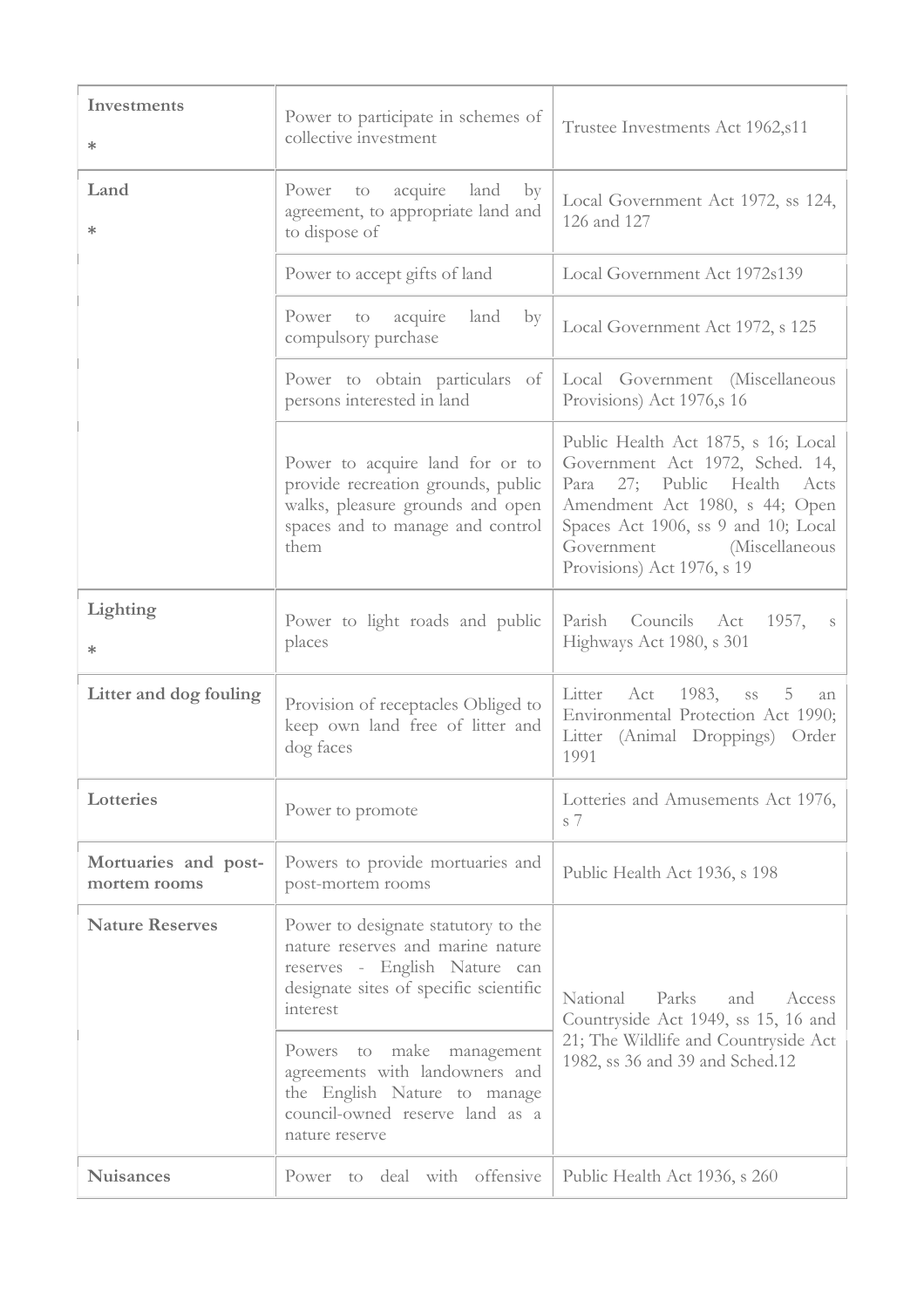| **Investments**<br><br>* | Power to participate in schemes of collective investment | Trustee Investments Act 1962,s11 |
|---|---|---|
| **Land**<br><br>* | Power to acquire land by agreement, to appropriate land and to dispose of | Local Government Act 1972, ss 124, 126 and 127 |
| | Power to accept gifts of land | Local Government Act 1972s139 |
| | Power to acquire land by compulsory purchase | Local Government Act 1972, s 125 |
| | Power to obtain particulars of persons interested in land | Local Government (Miscellaneous Provisions) Act 1976,s 16 |
| | Power to acquire land for or to provide recreation grounds, public walks, pleasure grounds and open spaces and to manage and control them | Public Health Act 1875, s 16; Local Government Act 1972, Sched. 14, Para 27; Public Health Acts Amendment Act 1980, s 44; Open Spaces Act 1906, ss 9 and 10; Local Government (Miscellaneous Provisions) Act 1976, s 19 |
| **Lighting**<br><br>* | Power to light roads and public places | Parish Councils Act 1957, s Highways Act 1980, s 301 |
| **Litter and dog fouling** | Provision of receptacles Obliged to keep own land free of litter and dog faces | Litter Act 1983, ss 5 an Environmental Protection Act 1990; Litter (Animal Droppings) Order 1991 |
| **Lotteries** | Power to promote | Lotteries and Amusements Act 1976, s 7 |
| **Mortuaries and post-mortem rooms** | Powers to provide mortuaries and post-mortem rooms | Public Health Act 1936, s 198 |
| **Nature Reserves** | Power to designate statutory to the nature reserves and marine nature reserves - English Nature can designate sites of specific scientific interest | National Parks and Access Countryside Act 1949, ss 15, 16 and 21; The Wildlife and Countryside Act 1982, ss 36 and 39 and Sched.12 |
| | Powers to make management agreements with landowners and the English Nature to manage council-owned reserve land as a nature reserve | |
| **Nuisances** | Power to deal with offensive | Public Health Act 1936, s 260 |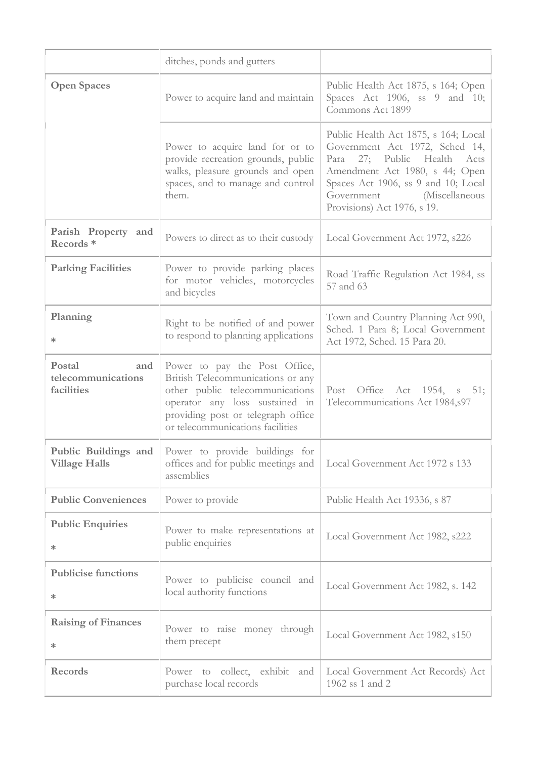| | | |
|---|---|---|
| | ditches, ponds and gutters | |
| **Open Spaces** | Power to acquire land and maintain | Public Health Act 1875, s 164; Open Spaces Act 1906, ss 9 and 10; Commons Act 1899 |
| | Power to acquire land for or to provide recreation grounds, public walks, pleasure grounds and open spaces, and to manage and control them. | Public Health Act 1875, s 164; Local Government Act 1972, Sched 14, Para 27; Public Health Acts Amendment Act 1980, s 44; Open Spaces Act 1906, ss 9 and 10; Local Government (Miscellaneous Provisions) Act 1976, s 19. |
| **Parish Property and Records** * | Powers to direct as to their custody | Local Government Act 1972, s226 |
| **Parking Facilities** | Power to provide parking places for motor vehicles, motorcycles and bicycles | Road Traffic Regulation Act 1984, ss 57 and 63 |
| **Planning** * | Right to be notified of and power to respond to planning applications | Town and Country Planning Act 990, Sched. 1 Para 8; Local Government Act 1972, Sched. 15 Para 20. |
| **Postal and telecommunications facilities** | Power to pay the Post Office, British Telecommunications or any other public telecommunications operator any loss sustained in providing post or telegraph office or telecommunications facilities | Post Office Act 1954, s 51; Telecommunications Act 1984,s97 |
| **Public Buildings and Village Halls** | Power to provide buildings for offices and for public meetings and assemblies | Local Government Act 1972 s 133 |
| **Public Conveniences** | Power to provide | Public Health Act 19336, s 87 |
| **Public Enquiries** * | Power to make representations at public enquiries | Local Government Act 1982, s222 |
| **Publicise functions** * | Power to publicise council and local authority functions | Local Government Act 1982, s. 142 |
| **Raising of Finances** * | Power to raise money through them precept | Local Government Act 1982, s150 |
| **Records** | Power to collect, exhibit and purchase local records | Local Government Act Records) Act 1962 ss 1 and 2 |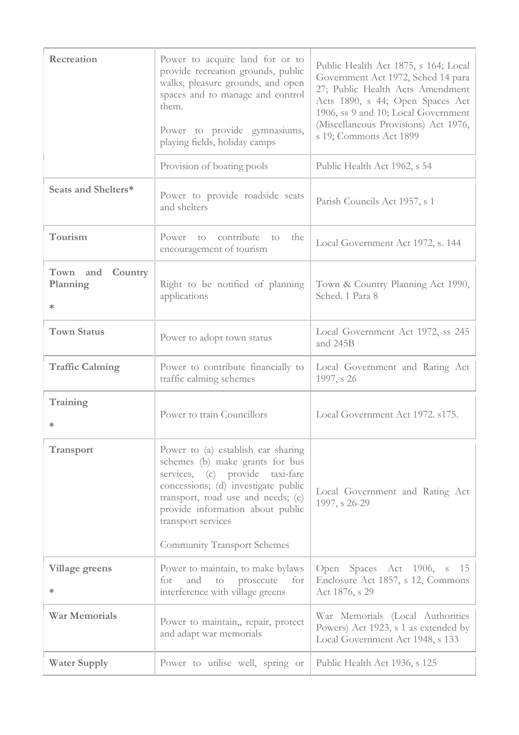| | | |
|---|---|---|
| **Recreation** | Power to acquire land for or to provide recreation grounds, public walks, pleasure grounds, and open spaces and to manage and control them.<br><br>Power to provide gymnasiums, playing fields, holiday camps | Public Health Act 1875, s 164; Local Government Act 1972, Sched 14 para 27; Public Health Acts Amendment Acts 1890, s 44; Open Spaces Act 1906, ss 9 and 10; Local Government (Miscellaneous Provisions) Act 1976, s 19; Commons Act 1899 |
| | Provision of boating pools | Public Health Act 1962, s 54 |
| **Seats and Shelters*** | Power to provide roadside seats and shelters | Parish Councils Act 1957, s 1 |
| **Tourism** | Power to contribute to the encouragement of tourism | Local Government Act 1972, s. 144 |
| **Town and Country Planning**<br><br>* | Right to be notified of planning applications | Town & Country Planning Act 1990, Sched. 1 Para 8 |
| **Town Status** | Power to adopt town status | Local Government Act 1972, ss 245 and 245B |
| **Traffic Calming** | Power to contribute financially to traffic calming schemes | Local Government and Rating Act 1997, s 26 |
| **Training**<br><br>* | Power to train Councillors | Local Government Act 1972. s175. |
| **Transport** | Power to (a) establish car sharing schemes (b) make grants for bus services, (c) provide taxi-fare concessions; (d) investigate public transport, road use and needs; (e) provide information about public transport services<br><br>Community Transport Schemes | Local Government and Rating Act 1997, s 26-29 |
| **Village greens**<br><br>* | Power to maintain, to make bylaws for and to prosecute for interference with village greens | Open Spaces Act 1906, s 15 Enclosure Act 1857, s 12, Commons Act 1876, s 29 |
| **War Memorials** | Power to maintain,, repair, protect and adapt war memorials | War Memorials (Local Authorities Powers) Act 1923, s 1 as extended by Local Government Act 1948, s 133 |
| **Water Supply** | Power to utilise well, spring or | Public Health Act 1936, s 125 |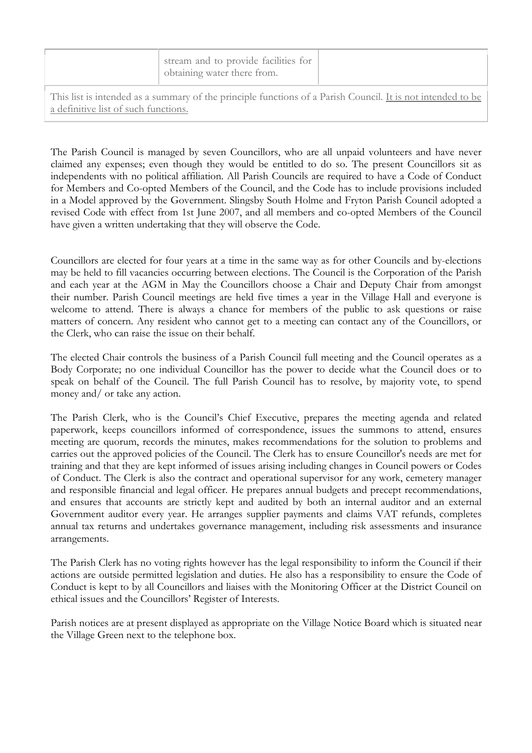| | | |
|---|---|---|
| | stream and to provide facilities for obtaining water there from. | |

This list is intended as a summary of the principle functions of a Parish Council. It is not intended to be a definitive list of such functions.

The Parish Council is managed by seven Councillors, who are all unpaid volunteers and have never claimed any expenses; even though they would be entitled to do so. The present Councillors sit as independents with no political affiliation. All Parish Councils are required to have a Code of Conduct for Members and Co-opted Members of the Council, and the Code has to include provisions included in a Model approved by the Government. Slingsby South Holme and Fryton Parish Council adopted a revised Code with effect from 1st June 2007, and all members and co-opted Members of the Council have given a written undertaking that they will observe the Code.

Councillors are elected for four years at a time in the same way as for other Councils and by-elections may be held to fill vacancies occurring between elections. The Council is the Corporation of the Parish and each year at the AGM in May the Councillors choose a Chair and Deputy Chair from amongst their number. Parish Council meetings are held five times a year in the Village Hall and everyone is welcome to attend. There is always a chance for members of the public to ask questions or raise matters of concern. Any resident who cannot get to a meeting can contact any of the Councillors, or the Clerk, who can raise the issue on their behalf.

The elected Chair controls the business of a Parish Council full meeting and the Council operates as a Body Corporate; no one individual Councillor has the power to decide what the Council does or to speak on behalf of the Council. The full Parish Council has to resolve, by majority vote, to spend money and/ or take any action.

The Parish Clerk, who is the Council's Chief Executive, prepares the meeting agenda and related paperwork, keeps councillors informed of correspondence, issues the summons to attend, ensures meeting are quorum, records the minutes, makes recommendations for the solution to problems and carries out the approved policies of the Council. The Clerk has to ensure Councillor's needs are met for training and that they are kept informed of issues arising including changes in Council powers or Codes of Conduct. The Clerk is also the contract and operational supervisor for any work, cemetery manager and responsible financial and legal officer. He prepares annual budgets and precept recommendations, and ensures that accounts are strictly kept and audited by both an internal auditor and an external Government auditor every year. He arranges supplier payments and claims VAT refunds, completes annual tax returns and undertakes governance management, including risk assessments and insurance arrangements.

The Parish Clerk has no voting rights however has the legal responsibility to inform the Council if their actions are outside permitted legislation and duties. He also has a responsibility to ensure the Code of Conduct is kept to by all Councillors and liaises with the Monitoring Officer at the District Council on ethical issues and the Councillors' Register of Interests.

Parish notices are at present displayed as appropriate on the Village Notice Board which is situated near the Village Green next to the telephone box.